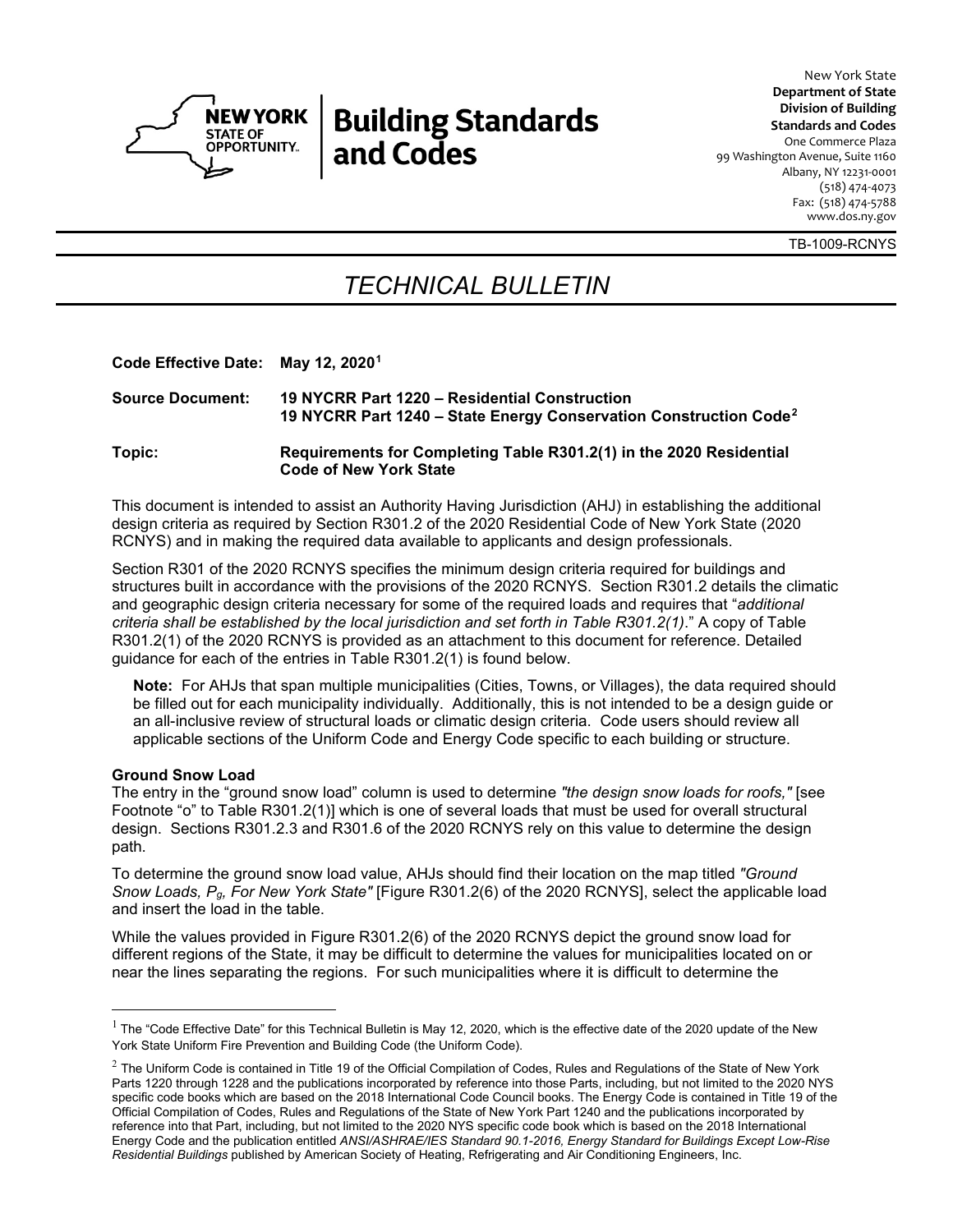New York State
**Department of State**
**Division of Building Standards and Codes**
One Commerce Plaza
99 Washington Avenue, Suite 1160
Albany, NY 12231-0001
(518) 474-4073
Fax: (518) 474-5788
www.dos.ny.gov

**Building Standards and Codes**

TB-1009-RCNYS

# *TECHNICAL BULLETIN*

**Code Effective Date: May 12, 2020**[1]

**Source Document: 19 NYCRR Part 1220 – Residential Construction**
**19 NYCRR Part 1240 – State Energy Conservation Construction Code**[2]

**Topic: Requirements for Completing Table R301.2(1) in the 2020 Residential Code of New York State**

This document is intended to assist an Authority Having Jurisdiction (AHJ) in establishing the additional design criteria as required by Section R301.2 of the 2020 Residential Code of New York State (2020 RCNYS) and in making the required data available to applicants and design professionals.

Section R301 of the 2020 RCNYS specifies the minimum design criteria required for buildings and structures built in accordance with the provisions of the 2020 RCNYS. Section R301.2 details the climatic and geographic design criteria necessary for some of the required loads and requires that "*additional criteria shall be established by the local jurisdiction and set forth in Table R301.2(1)*." A copy of Table R301.2(1) of the 2020 RCNYS is provided as an attachment to this document for reference. Detailed guidance for each of the entries in Table R301.2(1) is found below.

> **Note:** For AHJs that span multiple municipalities (Cities, Towns, or Villages), the data required should be filled out for each municipality individually. Additionally, this is not intended to be a design guide or an all-inclusive review of structural loads or climatic design criteria. Code users should review all applicable sections of the Uniform Code and Energy Code specific to each building or structure.

**Ground Snow Load**

The entry in the "ground snow load" column is used to determine *"the design snow loads for roofs,"* [see Footnote "o" to Table R301.2(1)] which is one of several loads that must be used for overall structural design. Sections R301.2.3 and R301.6 of the 2020 RCNYS rely on this value to determine the design path.

To determine the ground snow load value, AHJs should find their location on the map titled *"Ground Snow Loads, $P_g$, For New York State"* [Figure R301.2(6) of the 2020 RCNYS], select the applicable load and insert the load in the table.

While the values provided in Figure R301.2(6) of the 2020 RCNYS depict the ground snow load for different regions of the State, it may be difficult to determine the values for municipalities located on or near the lines separating the regions. For such municipalities where it is difficult to determine the

---

[1] The "Code Effective Date" for this Technical Bulletin is May 12, 2020, which is the effective date of the 2020 update of the New York State Uniform Fire Prevention and Building Code (the Uniform Code).

[2] The Uniform Code is contained in Title 19 of the Official Compilation of Codes, Rules and Regulations of the State of New York Parts 1220 through 1228 and the publications incorporated by reference into those Parts, including, but not limited to the 2020 NYS specific code books which are based on the 2018 International Code Council books. The Energy Code is contained in Title 19 of the Official Compilation of Codes, Rules and Regulations of the State of New York Part 1240 and the publications incorporated by reference into that Part, including, but not limited to the 2020 NYS specific code book which is based on the 2018 International Energy Code and the publication entitled *ANSI/ASHRAE/IES Standard 90.1-2016, Energy Standard for Buildings Except Low-Rise Residential Buildings* published by American Society of Heating, Refrigerating and Air Conditioning Engineers, Inc.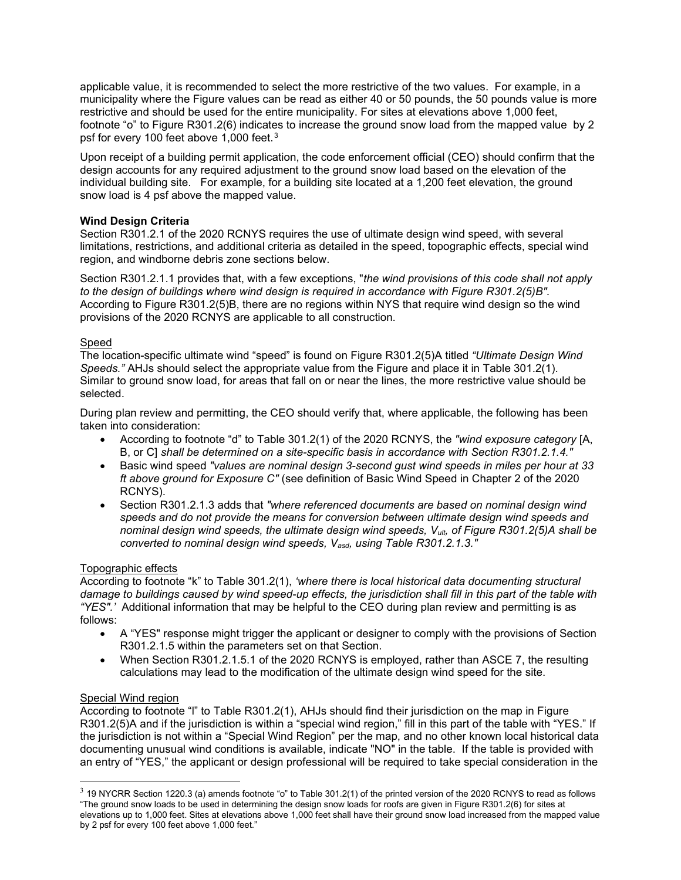applicable value, it is recommended to select the more restrictive of the two values. For example, in a municipality where the Figure values can be read as either 40 or 50 pounds, the 50 pounds value is more restrictive and should be used for the entire municipality. For sites at elevations above 1,000 feet, footnote "o" to Figure R301.2(6) indicates to increase the ground snow load from the mapped value by 2 psf for every 100 feet above 1,000 feet.[3]

Upon receipt of a building permit application, the code enforcement official (CEO) should confirm that the design accounts for any required adjustment to the ground snow load based on the elevation of the individual building site. For example, for a building site located at a 1,200 feet elevation, the ground snow load is 4 psf above the mapped value.

**Wind Design Criteria**

Section R301.2.1 of the 2020 RCNYS requires the use of ultimate design wind speed, with several limitations, restrictions, and additional criteria as detailed in the speed, topographic effects, special wind region, and windborne debris zone sections below.

Section R301.2.1.1 provides that, with a few exceptions, "*the wind provisions of this code shall not apply to the design of buildings where wind design is required in accordance with Figure R301.2(5)B"*. According to Figure R301.2(5)B, there are no regions within NYS that require wind design so the wind provisions of the 2020 RCNYS are applicable to all construction.

Speed

The location-specific ultimate wind "speed" is found on Figure R301.2(5)A titled *"Ultimate Design Wind Speeds."* AHJs should select the appropriate value from the Figure and place it in Table 301.2(1). Similar to ground snow load, for areas that fall on or near the lines, the more restrictive value should be selected.

During plan review and permitting, the CEO should verify that, where applicable, the following has been taken into consideration:

- According to footnote "d" to Table 301.2(1) of the 2020 RCNYS, the *"wind exposure category* [A, B, or C] *shall be determined on a site-specific basis in accordance with Section R301.2.1.4."*
- Basic wind speed *"values are nominal design 3-second gust wind speeds in miles per hour at 33 ft above ground for Exposure C"* (see definition of Basic Wind Speed in Chapter 2 of the 2020 RCNYS).
- Section R301.2.1.3 adds that *"where referenced documents are based on nominal design wind speeds and do not provide the means for conversion between ultimate design wind speeds and nominal design wind speeds, the ultimate design wind speeds,* $V_{ult}$*, of Figure R301.2(5)A shall be converted to nominal design wind speeds,* $V_{asd}$*, using Table R301.2.1.3."*

Topographic effects

According to footnote "k" to Table 301.2(1), *'where there is local historical data documenting structural damage to buildings caused by wind speed-up effects, the jurisdiction shall fill in this part of the table with "YES".'* Additional information that may be helpful to the CEO during plan review and permitting is as follows:

- A "YES" response might trigger the applicant or designer to comply with the provisions of Section R301.2.1.5 within the parameters set on that Section.
- When Section R301.2.1.5.1 of the 2020 RCNYS is employed, rather than ASCE 7, the resulting calculations may lead to the modification of the ultimate design wind speed for the site.

Special Wind region

According to footnote "l" to Table R301.2(1), AHJs should find their jurisdiction on the map in Figure R301.2(5)A and if the jurisdiction is within a "special wind region," fill in this part of the table with "YES." If the jurisdiction is not within a "Special Wind Region" per the map, and no other known local historical data documenting unusual wind conditions is available, indicate "NO" in the table. If the table is provided with an entry of "YES," the applicant or design professional will be required to take special consideration in the

[3] 19 NYCRR Section 1220.3 (a) amends footnote "o" to Table 301.2(1) of the printed version of the 2020 RCNYS to read as follows "The ground snow loads to be used in determining the design snow loads for roofs are given in Figure R301.2(6) for sites at elevations up to 1,000 feet. Sites at elevations above 1,000 feet shall have their ground snow load increased from the mapped value by 2 psf for every 100 feet above 1,000 feet."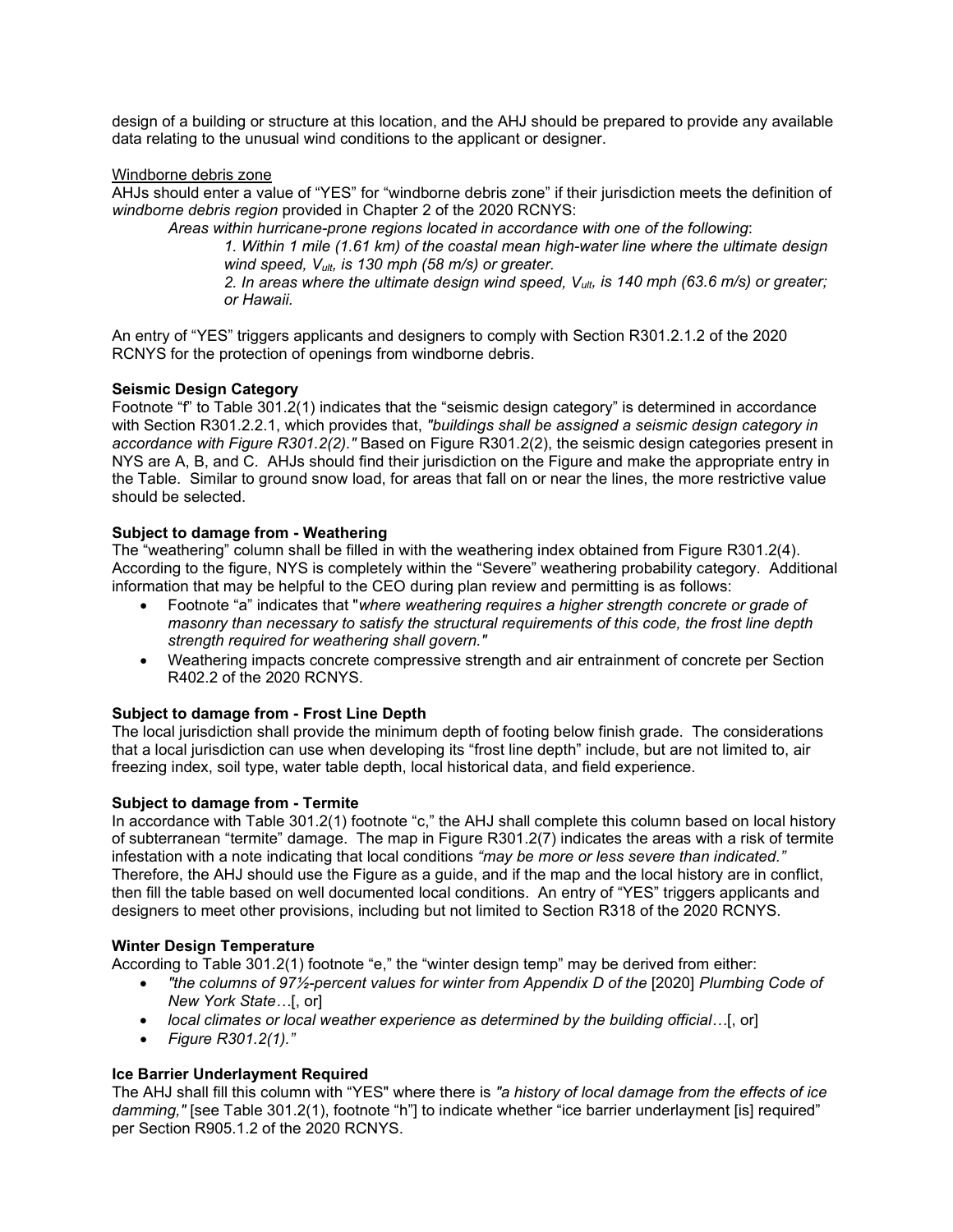design of a building or structure at this location, and the AHJ should be prepared to provide any available data relating to the unusual wind conditions to the applicant or designer.

Windborne debris zone

AHJs should enter a value of "YES" for "windborne debris zone" if their jurisdiction meets the definition of *windborne debris region* provided in Chapter 2 of the 2020 RCNYS:

> *Areas within hurricane-prone regions located in accordance with one of the following*:
>
> > *1. Within 1 mile (1.61 km) of the coastal mean high-water line where the ultimate design wind speed, $V_{ult}$, is 130 mph (58 m/s) or greater.*
> >
> > *2. In areas where the ultimate design wind speed, $V_{ult}$, is 140 mph (63.6 m/s) or greater; or Hawaii.*

An entry of "YES" triggers applicants and designers to comply with Section R301.2.1.2 of the 2020 RCNYS for the protection of openings from windborne debris.

**Seismic Design Category**

Footnote "f" to Table 301.2(1) indicates that the "seismic design category" is determined in accordance with Section R301.2.2.1, which provides that, *"buildings shall be assigned a seismic design category in accordance with Figure R301.2(2)."* Based on Figure R301.2(2), the seismic design categories present in NYS are A, B, and C. AHJs should find their jurisdiction on the Figure and make the appropriate entry in the Table. Similar to ground snow load, for areas that fall on or near the lines, the more restrictive value should be selected.

**Subject to damage from - Weathering**

The "weathering" column shall be filled in with the weathering index obtained from Figure R301.2(4). According to the figure, NYS is completely within the "Severe" weathering probability category. Additional information that may be helpful to the CEO during plan review and permitting is as follows:

- Footnote "a" indicates that "*where weathering requires a higher strength concrete or grade of masonry than necessary to satisfy the structural requirements of this code, the frost line depth strength required for weathering shall govern."*
- Weathering impacts concrete compressive strength and air entrainment of concrete per Section R402.2 of the 2020 RCNYS.

**Subject to damage from - Frost Line Depth**

The local jurisdiction shall provide the minimum depth of footing below finish grade. The considerations that a local jurisdiction can use when developing its "frost line depth" include, but are not limited to, air freezing index, soil type, water table depth, local historical data, and field experience.

**Subject to damage from - Termite**

In accordance with Table 301.2(1) footnote "c," the AHJ shall complete this column based on local history of subterranean "termite" damage. The map in Figure R301.2(7) indicates the areas with a risk of termite infestation with a note indicating that local conditions *"may be more or less severe than indicated."* Therefore, the AHJ should use the Figure as a guide, and if the map and the local history are in conflict, then fill the table based on well documented local conditions. An entry of "YES" triggers applicants and designers to meet other provisions, including but not limited to Section R318 of the 2020 RCNYS.

**Winter Design Temperature**

According to Table 301.2(1) footnote "e," the "winter design temp" may be derived from either:

- *"the columns of 97½-percent values for winter from Appendix D of the* [2020] *Plumbing Code of New York State…*[, or]
- *local climates or local weather experience as determined by the building official…*[, or]
- *Figure R301.2(1)."*

**Ice Barrier Underlayment Required**

The AHJ shall fill this column with "YES" where there is *"a history of local damage from the effects of ice damming,"* [see Table 301.2(1), footnote "h"] to indicate whether "ice barrier underlayment [is] required" per Section R905.1.2 of the 2020 RCNYS.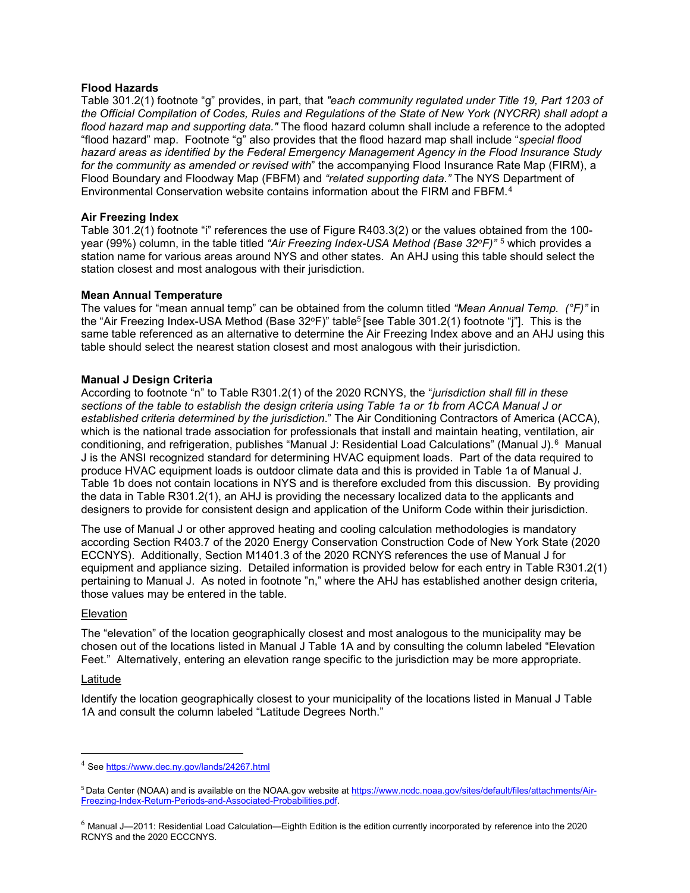**Flood Hazards**

Table 301.2(1) footnote "g" provides, in part, that *"each community regulated under Title 19, Part 1203 of the Official Compilation of Codes, Rules and Regulations of the State of New York (NYCRR) shall adopt a flood hazard map and supporting data."* The flood hazard column shall include a reference to the adopted "flood hazard" map. Footnote "g" also provides that the flood hazard map shall include "*special flood hazard areas as identified by the Federal Emergency Management Agency in the Flood Insurance Study for the community as amended or revised with*" the accompanying Flood Insurance Rate Map (FIRM), a Flood Boundary and Floodway Map (FBFM) and *"related supporting data."* The NYS Department of Environmental Conservation website contains information about the FIRM and FBFM.[4]

**Air Freezing Index**

Table 301.2(1) footnote "i" references the use of Figure R403.3(2) or the values obtained from the 100-year (99%) column, in the table titled *"Air Freezing Index-USA Method (Base 32°F)"* [5] which provides a station name for various areas around NYS and other states. An AHJ using this table should select the station closest and most analogous with their jurisdiction.

**Mean Annual Temperature**

The values for "mean annual temp" can be obtained from the column titled *"Mean Annual Temp. (°F)"* in the "Air Freezing Index-USA Method (Base 32°F)" table[5] [see Table 301.2(1) footnote "j"]. This is the same table referenced as an alternative to determine the Air Freezing Index above and an AHJ using this table should select the nearest station closest and most analogous with their jurisdiction.

**Manual J Design Criteria**

According to footnote "n" to Table R301.2(1) of the 2020 RCNYS, the "*jurisdiction shall fill in these sections of the table to establish the design criteria using Table 1a or 1b from ACCA Manual J or established criteria determined by the jurisdiction*." The Air Conditioning Contractors of America (ACCA), which is the national trade association for professionals that install and maintain heating, ventilation, air conditioning, and refrigeration, publishes "Manual J: Residential Load Calculations" (Manual J).[6] Manual J is the ANSI recognized standard for determining HVAC equipment loads. Part of the data required to produce HVAC equipment loads is outdoor climate data and this is provided in Table 1a of Manual J. Table 1b does not contain locations in NYS and is therefore excluded from this discussion. By providing the data in Table R301.2(1), an AHJ is providing the necessary localized data to the applicants and designers to provide for consistent design and application of the Uniform Code within their jurisdiction.

The use of Manual J or other approved heating and cooling calculation methodologies is mandatory according Section R403.7 of the 2020 Energy Conservation Construction Code of New York State (2020 ECCNYS). Additionally, Section M1401.3 of the 2020 RCNYS references the use of Manual J for equipment and appliance sizing. Detailed information is provided below for each entry in Table R301.2(1) pertaining to Manual J. As noted in footnote "n," where the AHJ has established another design criteria, those values may be entered in the table.

<u>Elevation</u>

The "elevation" of the location geographically closest and most analogous to the municipality may be chosen out of the locations listed in Manual J Table 1A and by consulting the column labeled "Elevation Feet." Alternatively, entering an elevation range specific to the jurisdiction may be more appropriate.

<u>Latitude</u>

Identify the location geographically closest to your municipality of the locations listed in Manual J Table 1A and consult the column labeled "Latitude Degrees North."

---

[4] See https://www.dec.ny.gov/lands/24267.html

[5] Data Center (NOAA) and is available on the NOAA.gov website at https://www.ncdc.noaa.gov/sites/default/files/attachments/Air-Freezing-Index-Return-Periods-and-Associated-Probabilities.pdf.

[6] Manual J—2011: Residential Load Calculation—Eighth Edition is the edition currently incorporated by reference into the 2020 RCNYS and the 2020 ECCCNYS.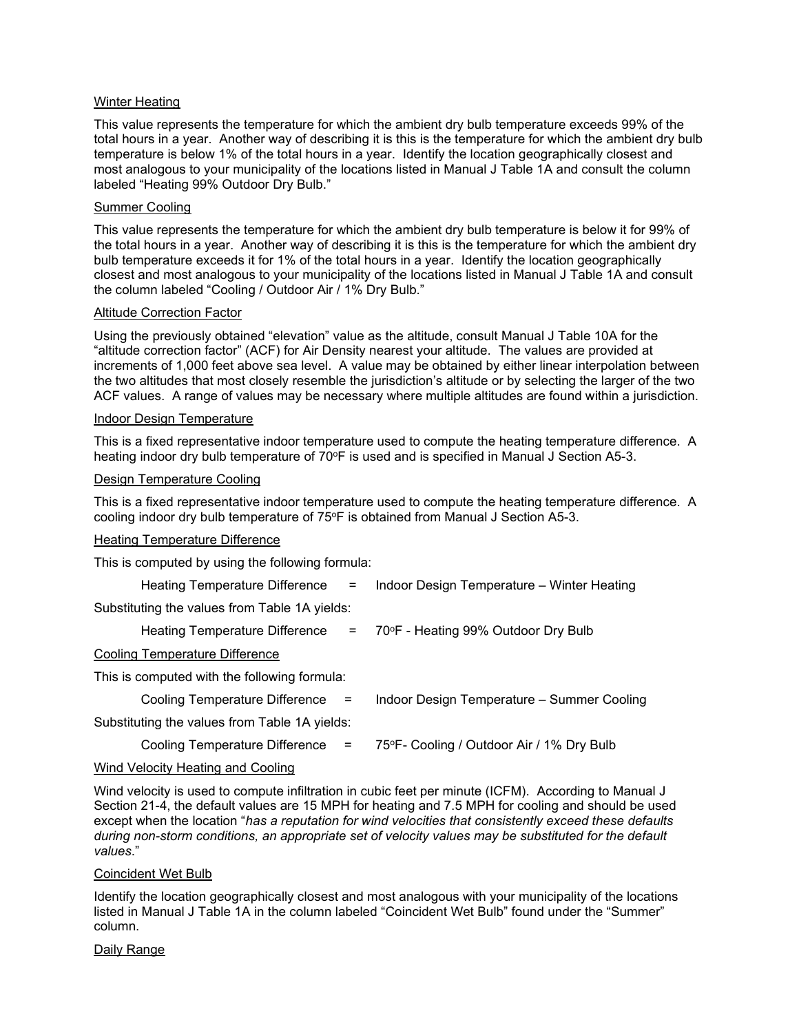### Winter Heating

This value represents the temperature for which the ambient dry bulb temperature exceeds 99% of the total hours in a year. Another way of describing it is this is the temperature for which the ambient dry bulb temperature is below 1% of the total hours in a year. Identify the location geographically closest and most analogous to your municipality of the locations listed in Manual J Table 1A and consult the column labeled "Heating 99% Outdoor Dry Bulb."

### Summer Cooling

This value represents the temperature for which the ambient dry bulb temperature is below it for 99% of the total hours in a year. Another way of describing it is this is the temperature for which the ambient dry bulb temperature exceeds it for 1% of the total hours in a year. Identify the location geographically closest and most analogous to your municipality of the locations listed in Manual J Table 1A and consult the column labeled "Cooling / Outdoor Air / 1% Dry Bulb."

### Altitude Correction Factor

Using the previously obtained "elevation" value as the altitude, consult Manual J Table 10A for the "altitude correction factor" (ACF) for Air Density nearest your altitude. The values are provided at increments of 1,000 feet above sea level. A value may be obtained by either linear interpolation between the two altitudes that most closely resemble the jurisdiction's altitude or by selecting the larger of the two ACF values. A range of values may be necessary where multiple altitudes are found within a jurisdiction.

### Indoor Design Temperature

This is a fixed representative indoor temperature used to compute the heating temperature difference. A heating indoor dry bulb temperature of 70°F is used and is specified in Manual J Section A5-3.

### Design Temperature Cooling

This is a fixed representative indoor temperature used to compute the heating temperature difference. A cooling indoor dry bulb temperature of 75°F is obtained from Manual J Section A5-3.

### Heating Temperature Difference

This is computed by using the following formula:

Heating Temperature Difference = Indoor Design Temperature – Winter Heating

Substituting the values from Table 1A yields:

Heating Temperature Difference = 70°F - Heating 99% Outdoor Dry Bulb

### Cooling Temperature Difference

This is computed with the following formula:

Cooling Temperature Difference = Indoor Design Temperature – Summer Cooling

Substituting the values from Table 1A yields:

Cooling Temperature Difference = 75°F- Cooling / Outdoor Air / 1% Dry Bulb

### Wind Velocity Heating and Cooling

Wind velocity is used to compute infiltration in cubic feet per minute (ICFM). According to Manual J Section 21-4, the default values are 15 MPH for heating and 7.5 MPH for cooling and should be used except when the location "*has a reputation for wind velocities that consistently exceed these defaults during non-storm conditions, an appropriate set of velocity values may be substituted for the default values*."

### Coincident Wet Bulb

Identify the location geographically closest and most analogous with your municipality of the locations listed in Manual J Table 1A in the column labeled "Coincident Wet Bulb" found under the "Summer" column.

### Daily Range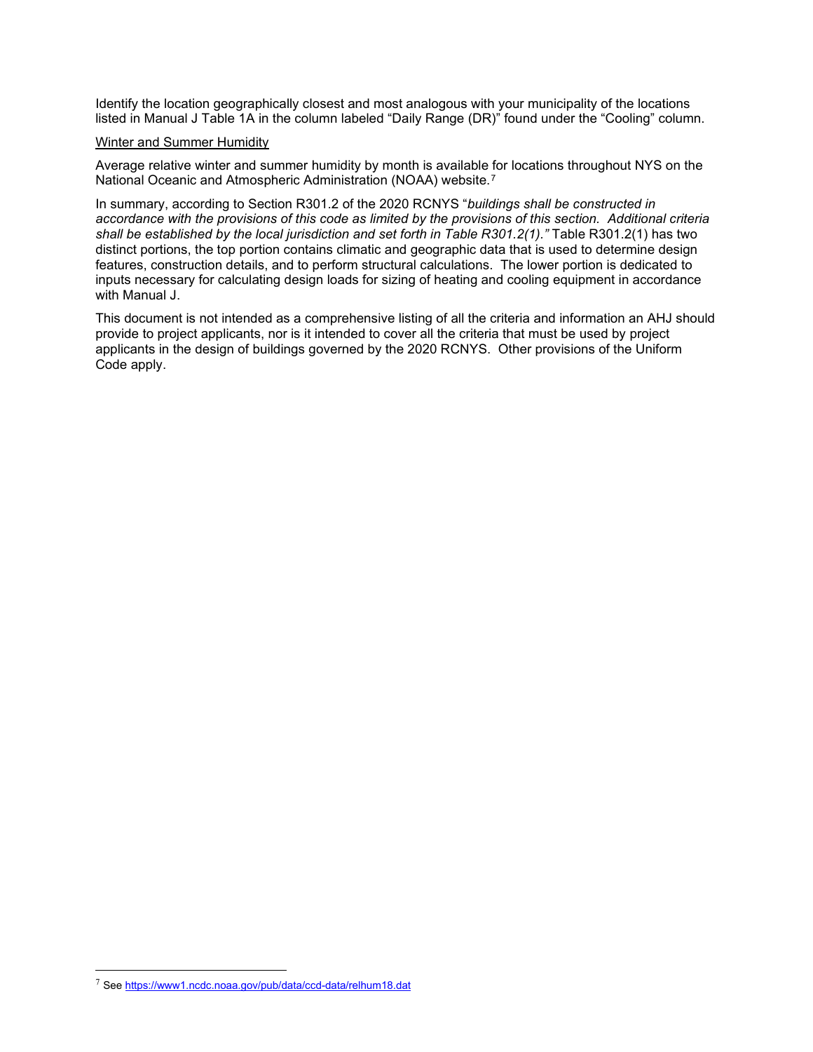Identify the location geographically closest and most analogous with your municipality of the locations listed in Manual J Table 1A in the column labeled "Daily Range (DR)" found under the "Cooling" column.

<u>Winter and Summer Humidity</u>

Average relative winter and summer humidity by month is available for locations throughout NYS on the National Oceanic and Atmospheric Administration (NOAA) website.[7]

In summary, according to Section R301.2 of the 2020 RCNYS "*buildings shall be constructed in accordance with the provisions of this code as limited by the provisions of this section. Additional criteria shall be established by the local jurisdiction and set forth in Table R301.2(1).*" Table R301.2(1) has two distinct portions, the top portion contains climatic and geographic data that is used to determine design features, construction details, and to perform structural calculations. The lower portion is dedicated to inputs necessary for calculating design loads for sizing of heating and cooling equipment in accordance with Manual J.

This document is not intended as a comprehensive listing of all the criteria and information an AHJ should provide to project applicants, nor is it intended to cover all the criteria that must be used by project applicants in the design of buildings governed by the 2020 RCNYS. Other provisions of the Uniform Code apply.

---

[7] See https://www1.ncdc.noaa.gov/pub/data/ccd-data/relhum18.dat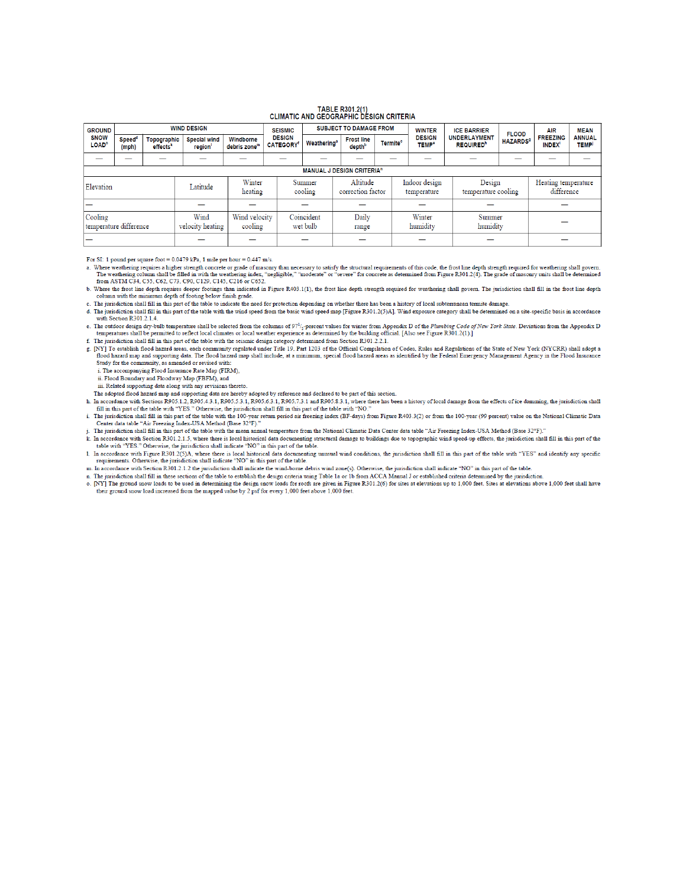# TABLE R301.2(1) CLIMATIC AND GEOGRAPHIC DESIGN CRITERIA

| GROUND SNOW LOAD[o] | WIND DESIGN | | | | SEISMIC DESIGN CATEGORY[f] | SUBJECT TO DAMAGE FROM | | | WINTER DESIGN TEMP[e] | ICE BARRIER UNDERLAYMENT REQUIRED[h] | FLOOD HAZARDS[g] | AIR FREEZING INDEX[i] | MEAN ANNUAL TEMP[j] |
|---|---|---|---|---|---|---|---|---|---|---|---|---|---|
| | Speed[d] (mph) | Topographic effects[k] | Special wind region[l] | Windborne debris zone[m] | | Weathering[a] | Frost line depth[b] | Termite[c] | | | | | |
| — | — | — | — | — | — | — | — | — | — | — | — | — | — |

| MANUAL J DESIGN CRITERIA[n] | | | | | | | |
|---|---|---|---|---|---|---|---|
| Elevation | Latitude | Winter heating | Summer cooling | Altitude correction factor | Indoor design temperature | Design temperature cooling | Heating temperature difference |
| — | — | — | — | — | — | — | — |
| Cooling temperature difference | Wind velocity heating | Wind velocity cooling | Coincident wet bulb | Daily range | Winter humidity | Summer humidity | — |
| — | — | — | — | — | — | — | — |

For SI: 1 pound per square foot = 0.0479 kPa, 1 mile per hour = 0.447 m/s.

a. Where weathering requires a higher strength concrete or grade of masonry than necessary to satisfy the structural requirements of this code, the frost line depth strength required for weathering shall govern. The weathering column shall be filled in with the weathering index, "negligible," "moderate" or "severe" for concrete as determined from Figure R301.2(4). The grade of masonry units shall be determined from ASTM C34, C55, C62, C73, C90, C129, C145, C216 or C652.

b. Where the frost line depth requires deeper footings than indicated in Figure R403.1(1), the frost line depth strength required for weathering shall govern. The jurisdiction shall fill in the frost line depth column with the minimum depth of footing below finish grade.

c. The jurisdiction shall fill in this part of the table to indicate the need for protection depending on whether there has been a history of local subterranean termite damage.

d. The jurisdiction shall fill in this part of the table with the wind speed from the basic wind speed map [Figure R301.2(5)A]. Wind exposure category shall be determined on a site-specific basis in accordance with Section R301.2.1.4.

e. The outdoor design dry-bulb temperature shall be selected from the columns of $97^1/_2$-percent values for winter from Appendix D of the *Plumbing Code of New York State*. Deviations from the Appendix D temperatures shall be permitted to reflect local climates or local weather experience as determined by the building official. [Also see Figure R301.2(1).]

f. The jurisdiction shall fill in this part of the table with the seismic design category determined from Section R301.2.2.1.

g. [NY] To establish flood hazard areas, each community regulated under Title 19, Part 1203 of the Official Compilation of Codes, Rules and Regulations of the State of New York (NYCRR) shall adopt a flood hazard map and supporting data. The flood hazard map shall include, at a minimum, special flood hazard areas as identified by the Federal Emergency Management Agency in the Flood Insurance Study for the community, as amended or revised with:

i. The accompanying Flood Insurance Rate Map (FIRM);
ii. Flood Boundary and Floodway Map (FBFM); and
iii. Related supporting data along with any revisions thereto.

The adopted flood hazard map and supporting data are hereby adopted by reference and declared to be part of this section.

h. In accordance with Sections R905.1.2, R905.4.3.1, R905.5.3.1, R905.6.3.1, R905.7.3.1 and R905.8.3.1, where there has been a history of local damage from the effects of ice damming, the jurisdiction shall fill in this part of the table with "YES." Otherwise, the jurisdiction shall fill in this part of the table with "NO."

i. The jurisdiction shall fill in this part of the table with the 100-year return period air freezing index (BF-days) from Figure R403.3(2) or from the 100-year (99 percent) value on the National Climatic Data Center data table "Air Freezing Index-USA Method (Base 32°F)."

j. The jurisdiction shall fill in this part of the table with the mean annual temperature from the National Climatic Data Center data table "Air Freezing Index-USA Method (Base 32°F)."

k. In accordance with Section R301.2.1.5, where there is local historical data documenting structural damage to buildings due to topographic wind speed-up effects, the jurisdiction shall fill in this part of the table with "YES." Otherwise, the jurisdiction shall indicate "NO" in this part of the table.

l. In accordance with Figure R301.2(5)A, where there is local historical data documenting unusual wind conditions, the jurisdiction shall fill in this part of the table with "YES" and identify any specific requirements. Otherwise, the jurisdiction shall indicate "NO" in this part of the table.

m. In accordance with Section R301.2.1.2 the jurisdiction shall indicate the wind-borne debris wind zone(s). Otherwise, the jurisdiction shall indicate "NO" in this part of the table.

n. The jurisdiction shall fill in these sections of the table to establish the design criteria using Table 1a or 1b from ACCA Manual J or established criteria determined by the jurisdiction.

o. [NY] The ground snow loads to be used in determining the design snow loads for roofs are given in Figure R301.2(6) for sites at elevations up to 1,000 feet. Sites at elevations above 1,000 feet shall have their ground snow load increased from the mapped value by 2 psf for every 1,000 feet above 1,000 feet.